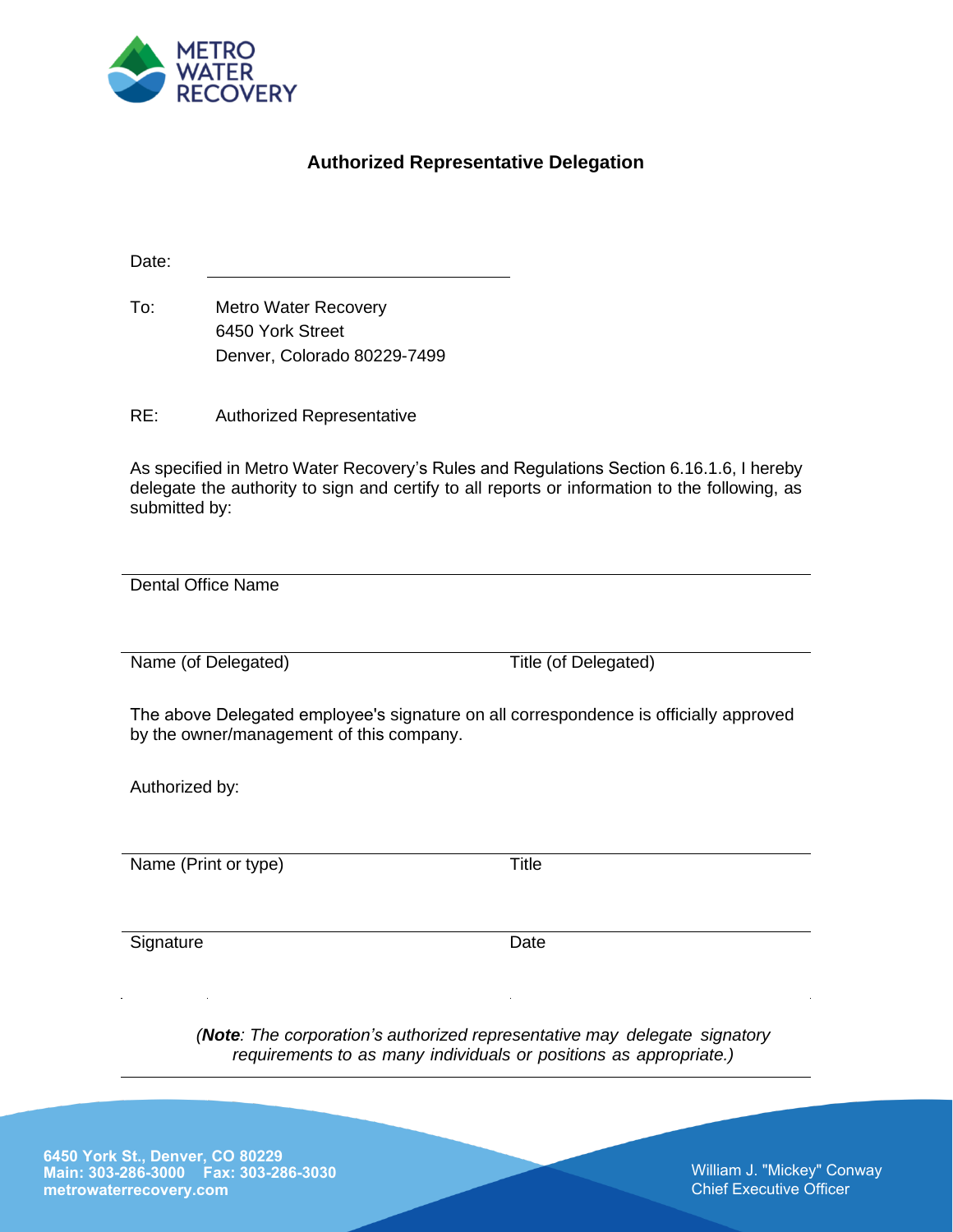METRO WATER RECOVERY

## Authorized Representative Delegation

Date: \_\_\_\_\_\_\_\_\_\_\_\_\_\_\_\_\_\_\_\_\_\_\_\_\_\_\_\_

To: Metro Water Recovery
6450 York Street
Denver, Colorado 80229-7499

RE: Authorized Representative

As specified in Metro Water Recovery's Rules and Regulations Section 6.16.1.6, I hereby delegate the authority to sign and certify to all reports or information to the following, as submitted by:

\_\_\_\_\_\_\_\_\_\_\_\_\_\_\_\_\_\_\_\_\_\_\_\_\_\_\_\_\_\_\_\_\_\_\_\_\_\_\_\_\_\_\_\_\_\_\_\_\_\_\_\_\_\_\_\_
Dental Office Name

\_\_\_\_\_\_\_\_\_\_\_\_\_\_\_\_\_\_\_\_\_\_\_\_\_\_\_\_ \_\_\_\_\_\_\_\_\_\_\_\_\_\_\_\_\_\_\_\_\_\_\_\_\_\_\_\_
Name (of Delegated) Title (of Delegated)

The above Delegated employee's signature on all correspondence is officially approved by the owner/management of this company.

Authorized by:

\_\_\_\_\_\_\_\_\_\_\_\_\_\_\_\_\_\_\_\_\_\_\_\_\_\_\_\_ \_\_\_\_\_\_\_\_\_\_\_\_\_\_\_\_\_\_\_\_\_\_\_\_\_\_\_\_
Name (Print or type) Title

\_\_\_\_\_\_\_\_\_\_\_\_\_\_\_\_\_\_\_\_\_\_\_\_\_\_\_\_ \_\_\_\_\_\_\_\_\_\_\_\_\_\_\_\_\_\_\_\_\_\_\_\_\_\_\_\_
Signature Date

*(**Note**: The corporation's authorized representative may delegate signatory requirements to as many individuals or positions as appropriate.)*

**6450 York St., Denver, CO 80229**
**Main: 303-286-3000 Fax: 303-286-3030**
**metrowaterrecovery.com**

William J. "Mickey" Conway
Chief Executive Officer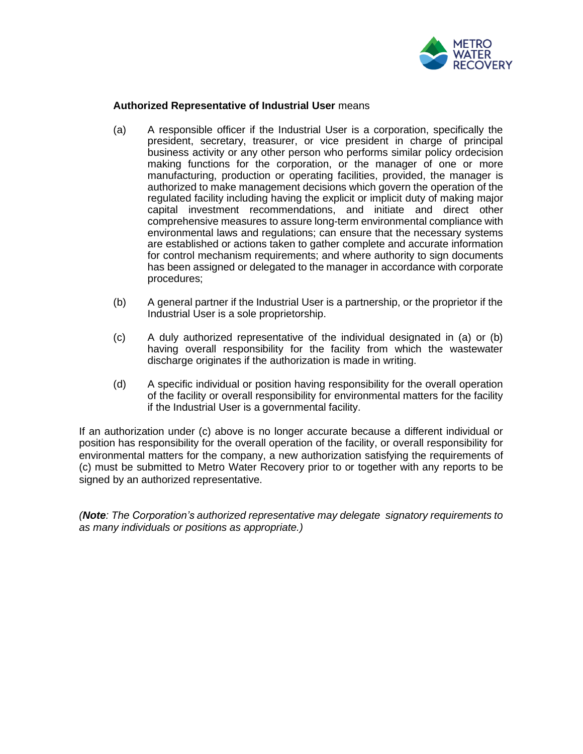**Authorized Representative of Industrial User** means

(a) A responsible officer if the Industrial User is a corporation, specifically the president, secretary, treasurer, or vice president in charge of principal business activity or any other person who performs similar policy ordecision making functions for the corporation, or the manager of one or more manufacturing, production or operating facilities, provided, the manager is authorized to make management decisions which govern the operation of the regulated facility including having the explicit or implicit duty of making major capital investment recommendations, and initiate and direct other comprehensive measures to assure long-term environmental compliance with environmental laws and regulations; can ensure that the necessary systems are established or actions taken to gather complete and accurate information for control mechanism requirements; and where authority to sign documents has been assigned or delegated to the manager in accordance with corporate procedures;

(b) A general partner if the Industrial User is a partnership, or the proprietor if the Industrial User is a sole proprietorship.

(c) A duly authorized representative of the individual designated in (a) or (b) having overall responsibility for the facility from which the wastewater discharge originates if the authorization is made in writing.

(d) A specific individual or position having responsibility for the overall operation of the facility or overall responsibility for environmental matters for the facility if the Industrial User is a governmental facility.

If an authorization under (c) above is no longer accurate because a different individual or position has responsibility for the overall operation of the facility, or overall responsibility for environmental matters for the company, a new authorization satisfying the requirements of (c) must be submitted to Metro Water Recovery prior to or together with any reports to be signed by an authorized representative.

*(**Note**: The Corporation's authorized representative may delegate signatory requirements to as many individuals or positions as appropriate.)*